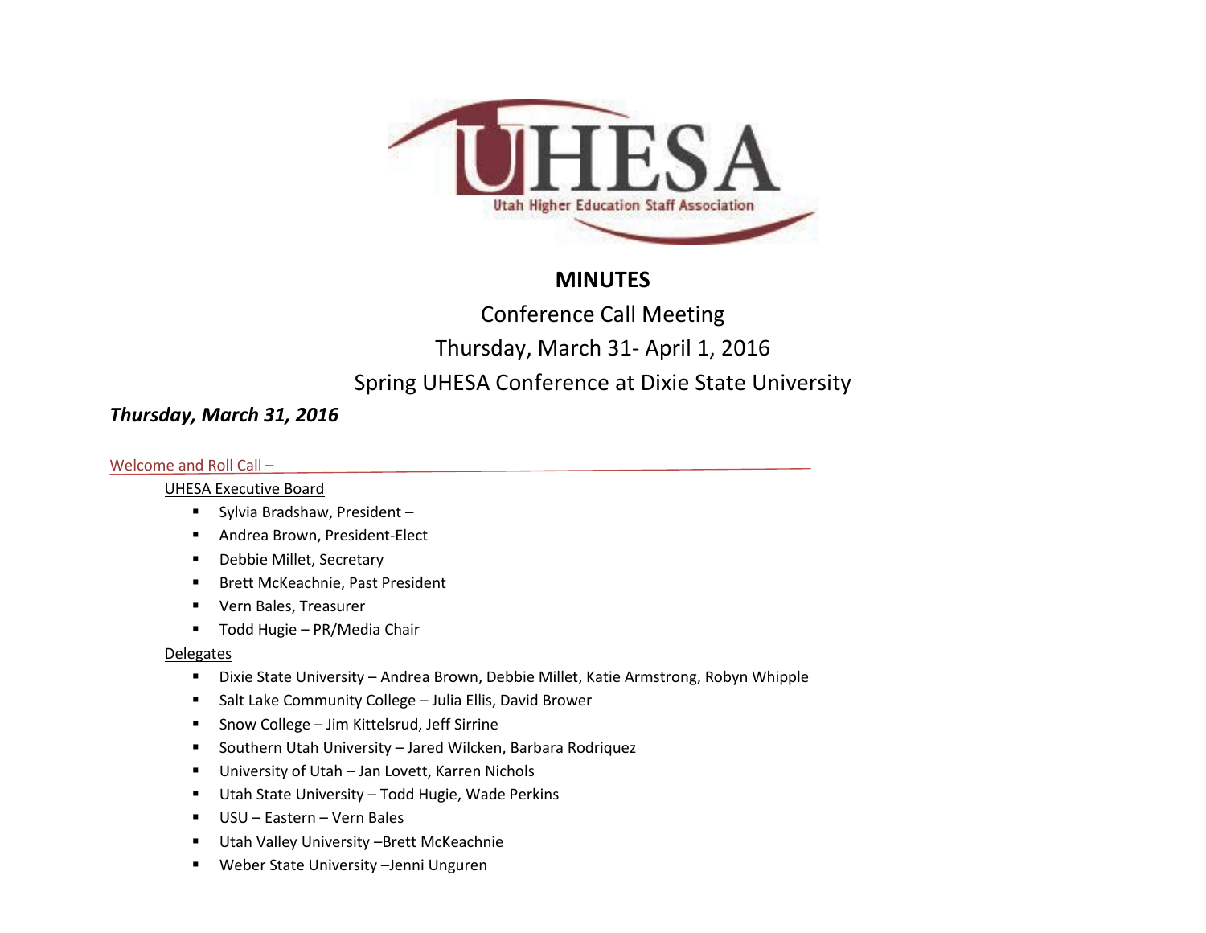UHESA

Utah Higher Education Staff Association

# MINUTES

Conference Call Meeting

Thursday, March 31- April 1, 2016

Spring UHESA Conference at Dixie State University

***Thursday, March 31, 2016***

Welcome and Roll Call –

UHESA Executive Board

- Sylvia Bradshaw, President –
- Andrea Brown, President-Elect
- Debbie Millet, Secretary
- Brett McKeachnie, Past President
- Vern Bales, Treasurer
- Todd Hugie – PR/Media Chair

Delegates

- Dixie State University – Andrea Brown, Debbie Millet, Katie Armstrong, Robyn Whipple
- Salt Lake Community College – Julia Ellis, David Brower
- Snow College – Jim Kittelsrud, Jeff Sirrine
- Southern Utah University – Jared Wilcken, Barbara Rodriquez
- University of Utah – Jan Lovett, Karren Nichols
- Utah State University – Todd Hugie, Wade Perkins
- USU – Eastern – Vern Bales
- Utah Valley University –Brett McKeachnie
- Weber State University –Jenni Unguren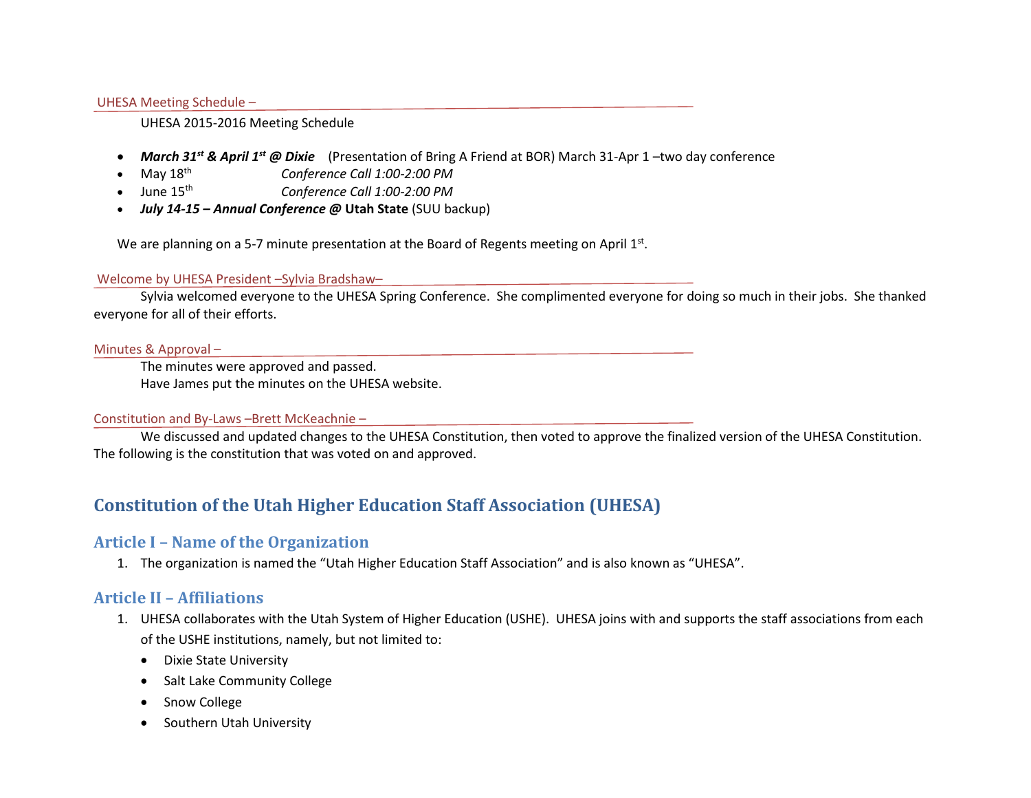UHESA Meeting Schedule –

UHESA 2015-2016 Meeting Schedule

- ***March 31st & April 1st @ Dixie*** (Presentation of Bring A Friend at BOR) March 31-Apr 1 –two day conference
- May 18th *Conference Call 1:00-2:00 PM*
- June 15th *Conference Call 1:00-2:00 PM*
- ***July 14-15 – Annual Conference @* Utah State** (SUU backup)

We are planning on a 5-7 minute presentation at the Board of Regents meeting on April 1st.

Welcome by UHESA President –Sylvia Bradshaw–

Sylvia welcomed everyone to the UHESA Spring Conference. She complimented everyone for doing so much in their jobs. She thanked everyone for all of their efforts.

Minutes & Approval –

The minutes were approved and passed.
Have James put the minutes on the UHESA website.

Constitution and By-Laws –Brett McKeachnie –

We discussed and updated changes to the UHESA Constitution, then voted to approve the finalized version of the UHESA Constitution. The following is the constitution that was voted on and approved.

# Constitution of the Utah Higher Education Staff Association (UHESA)

## Article I – Name of the Organization

1. The organization is named the "Utah Higher Education Staff Association" and is also known as "UHESA".

## Article II – Affiliations

1. UHESA collaborates with the Utah System of Higher Education (USHE). UHESA joins with and supports the staff associations from each of the USHE institutions, namely, but not limited to:
   - Dixie State University
   - Salt Lake Community College
   - Snow College
   - Southern Utah University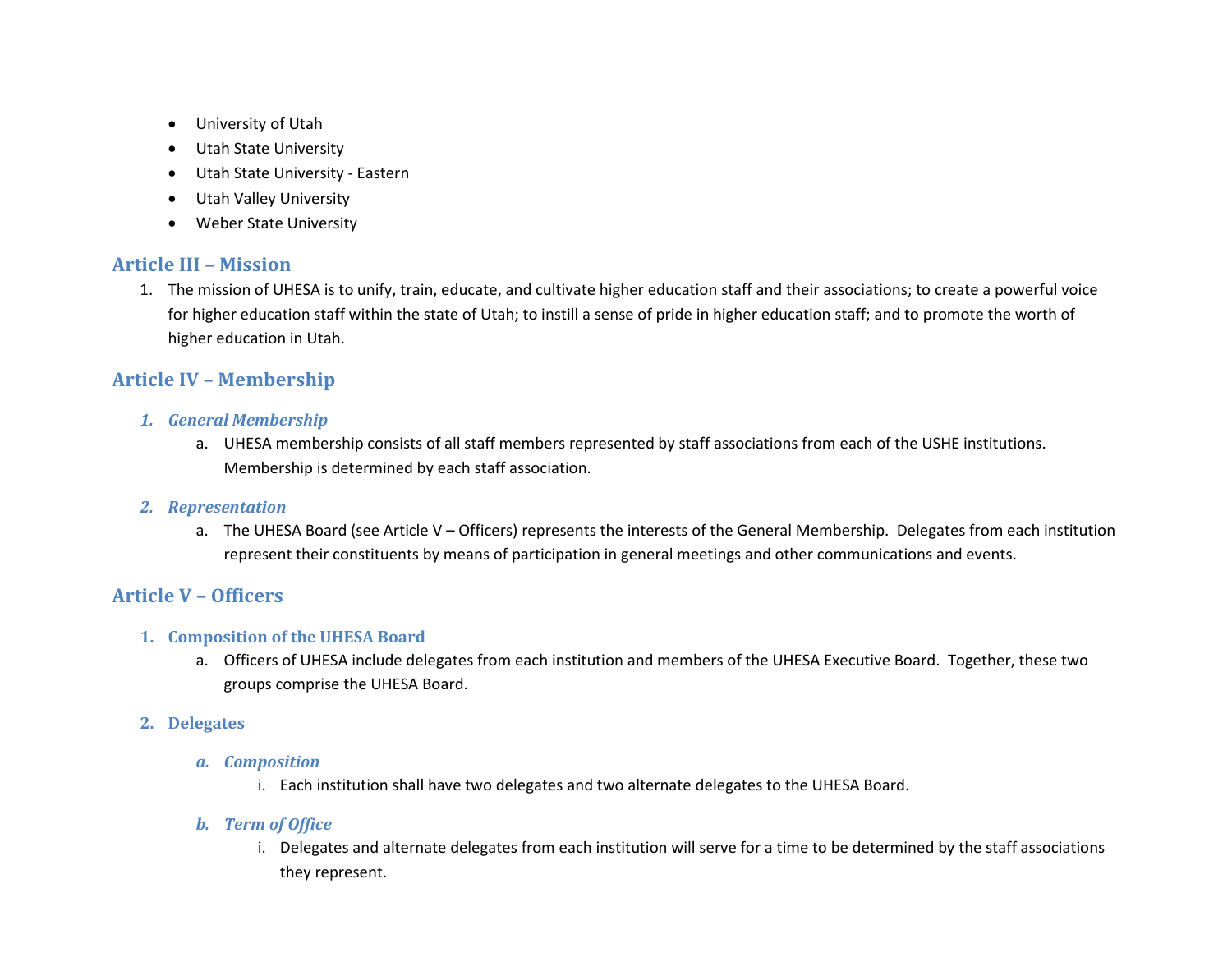- University of Utah
- Utah State University
- Utah State University - Eastern
- Utah Valley University
- Weber State University

## Article III – Mission

1. The mission of UHESA is to unify, train, educate, and cultivate higher education staff and their associations; to create a powerful voice for higher education staff within the state of Utah; to instill a sense of pride in higher education staff; and to promote the worth of higher education in Utah.

## Article IV – Membership

### *1. General Membership*

a. UHESA membership consists of all staff members represented by staff associations from each of the USHE institutions. Membership is determined by each staff association.

### *2. Representation*

a. The UHESA Board (see Article V – Officers) represents the interests of the General Membership. Delegates from each institution represent their constituents by means of participation in general meetings and other communications and events.

## Article V – Officers

### 1. Composition of the UHESA Board

a. Officers of UHESA include delegates from each institution and members of the UHESA Executive Board. Together, these two groups comprise the UHESA Board.

### 2. Delegates

#### *a. Composition*

i. Each institution shall have two delegates and two alternate delegates to the UHESA Board.

#### *b. Term of Office*

i. Delegates and alternate delegates from each institution will serve for a time to be determined by the staff associations they represent.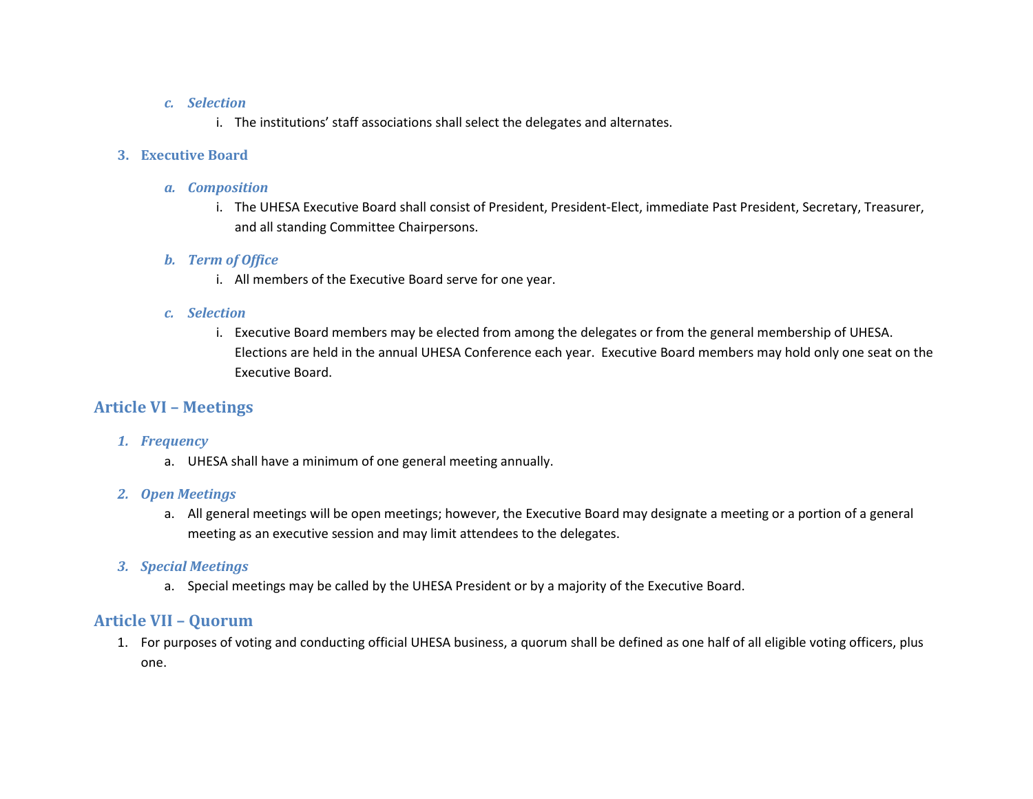*c. Selection*

i. The institutions' staff associations shall select the delegates and alternates.

### 3. Executive Board

*a. Composition*

i. The UHESA Executive Board shall consist of President, President-Elect, immediate Past President, Secretary, Treasurer, and all standing Committee Chairpersons.

*b. Term of Office*

i. All members of the Executive Board serve for one year.

*c. Selection*

i. Executive Board members may be elected from among the delegates or from the general membership of UHESA. Elections are held in the annual UHESA Conference each year. Executive Board members may hold only one seat on the Executive Board.

## Article VI – Meetings

*1. Frequency*

a. UHESA shall have a minimum of one general meeting annually.

*2. Open Meetings*

a. All general meetings will be open meetings; however, the Executive Board may designate a meeting or a portion of a general meeting as an executive session and may limit attendees to the delegates.

*3. Special Meetings*

a. Special meetings may be called by the UHESA President or by a majority of the Executive Board.

## Article VII – Quorum

1. For purposes of voting and conducting official UHESA business, a quorum shall be defined as one half of all eligible voting officers, plus one.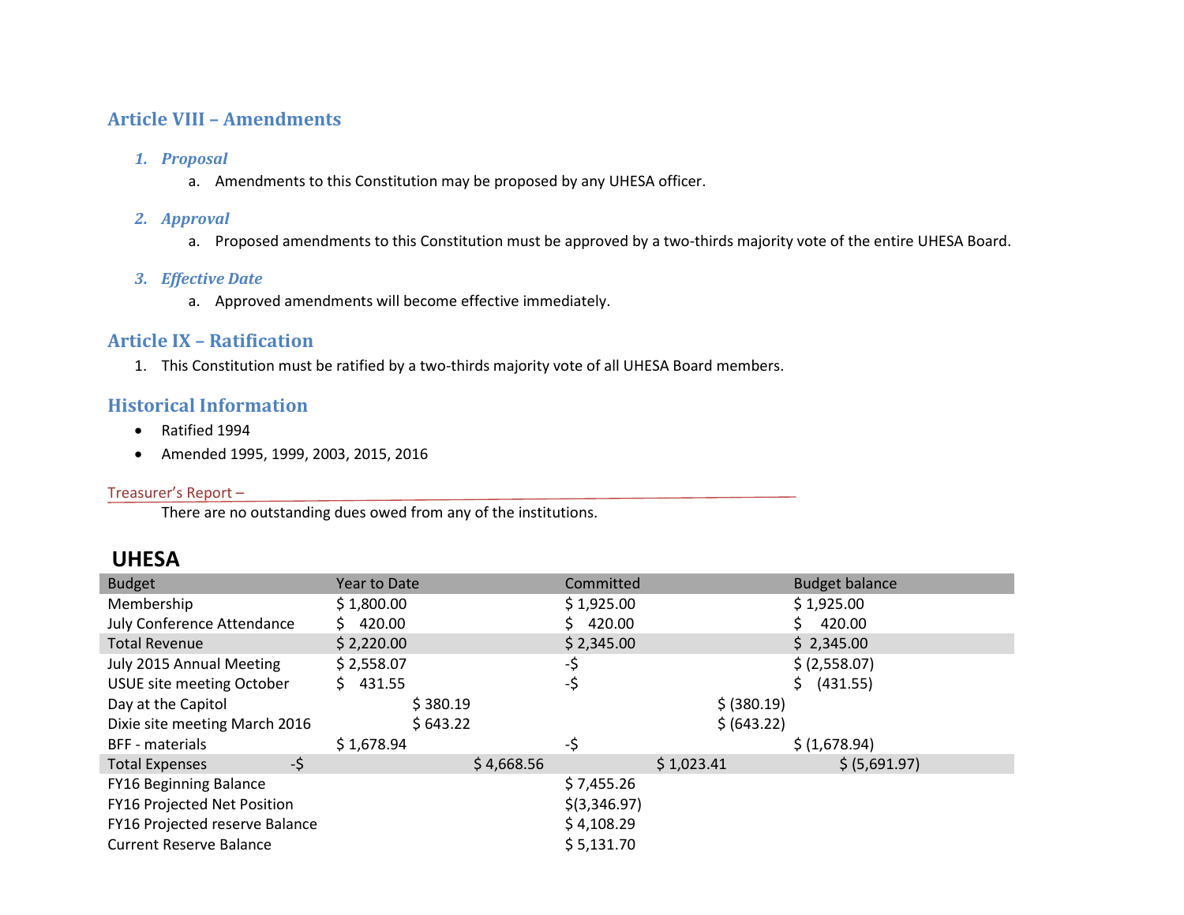## Article VIII – Amendments

1. ***Proposal***
   a. Amendments to this Constitution may be proposed by any UHESA officer.

2. ***Approval***
   a. Proposed amendments to this Constitution must be approved by a two-thirds majority vote of the entire UHESA Board.

3. ***Effective Date***
   a. Approved amendments will become effective immediately.

## Article IX – Ratification

1. This Constitution must be ratified by a two-thirds majority vote of all UHESA Board members.

## Historical Information

- Ratified 1994
- Amended 1995, 1999, 2003, 2015, 2016

Treasurer's Report –

There are no outstanding dues owed from any of the institutions.

### UHESA

| Budget | Year to Date | Committed | Budget balance |
|---|---|---|---|
| Membership | $ 1,800.00 | $ 1,925.00 | $ 1,925.00 |
| July Conference Attendance | $ 420.00 | $ 420.00 | $ 420.00 |
| Total Revenue | $ 2,220.00 | $ 2,345.00 | $ 2,345.00 |
| July 2015 Annual Meeting | $ 2,558.07 | -$ | $ (2,558.07) |
| USUE site meeting October | $ 431.55 | -$ | $ (431.55) |
| Day at the Capitol | $ 380.19 | $ (380.19) | |
| Dixie site meeting March 2016 | $ 643.22 | $ (643.22) | |
| BFF - materials | $ 1,678.94 | -$ | $ (1,678.94) |
| Total Expenses -$ | $ 4,668.56 | $ 1,023.41 | $ (5,691.97) |
| FY16 Beginning Balance | | $ 7,455.26 | |
| FY16 Projected Net Position | | $(3,346.97) | |
| FY16 Projected reserve Balance | | $ 4,108.29 | |
| Current Reserve Balance | | $ 5,131.70 | |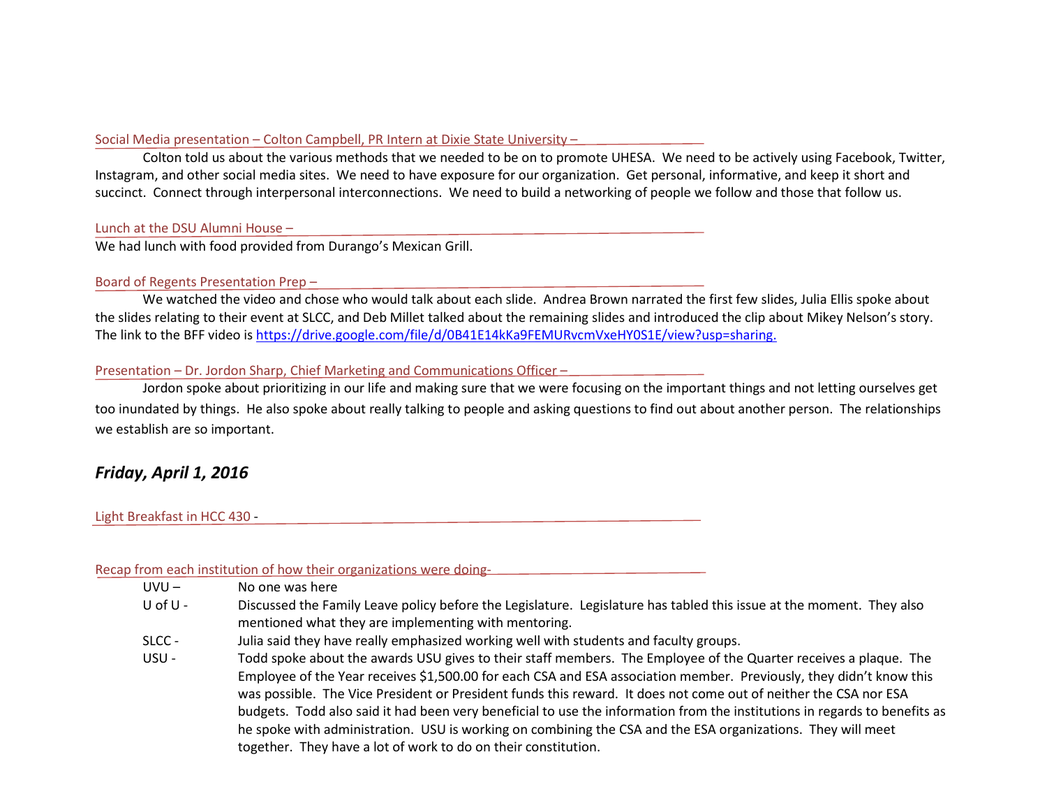Social Media presentation – Colton Campbell, PR Intern at Dixie State University –

Colton told us about the various methods that we needed to be on to promote UHESA. We need to be actively using Facebook, Twitter, Instagram, and other social media sites. We need to have exposure for our organization. Get personal, informative, and keep it short and succinct. Connect through interpersonal interconnections. We need to build a networking of people we follow and those that follow us.

Lunch at the DSU Alumni House –

We had lunch with food provided from Durango's Mexican Grill.

Board of Regents Presentation Prep –

We watched the video and chose who would talk about each slide. Andrea Brown narrated the first few slides, Julia Ellis spoke about the slides relating to their event at SLCC, and Deb Millet talked about the remaining slides and introduced the clip about Mikey Nelson's story. The link to the BFF video is https://drive.google.com/file/d/0B41E14kKa9FEMURvcmVxeHY0S1E/view?usp=sharing.

Presentation – Dr. Jordon Sharp, Chief Marketing and Communications Officer –

Jordon spoke about prioritizing in our life and making sure that we were focusing on the important things and not letting ourselves get too inundated by things. He also spoke about really talking to people and asking questions to find out about another person. The relationships we establish are so important.

## *Friday, April 1, 2016*

Light Breakfast in HCC 430 -

Recap from each institution of how their organizations were doing-

- UVU – No one was here
- U of U - Discussed the Family Leave policy before the Legislature. Legislature has tabled this issue at the moment. They also mentioned what they are implementing with mentoring.
- SLCC - Julia said they have really emphasized working well with students and faculty groups.
- USU - Todd spoke about the awards USU gives to their staff members. The Employee of the Quarter receives a plaque. The Employee of the Year receives $1,500.00 for each CSA and ESA association member. Previously, they didn't know this was possible. The Vice President or President funds this reward. It does not come out of neither the CSA nor ESA budgets. Todd also said it had been very beneficial to use the information from the institutions in regards to benefits as he spoke with administration. USU is working on combining the CSA and the ESA organizations. They will meet together. They have a lot of work to do on their constitution.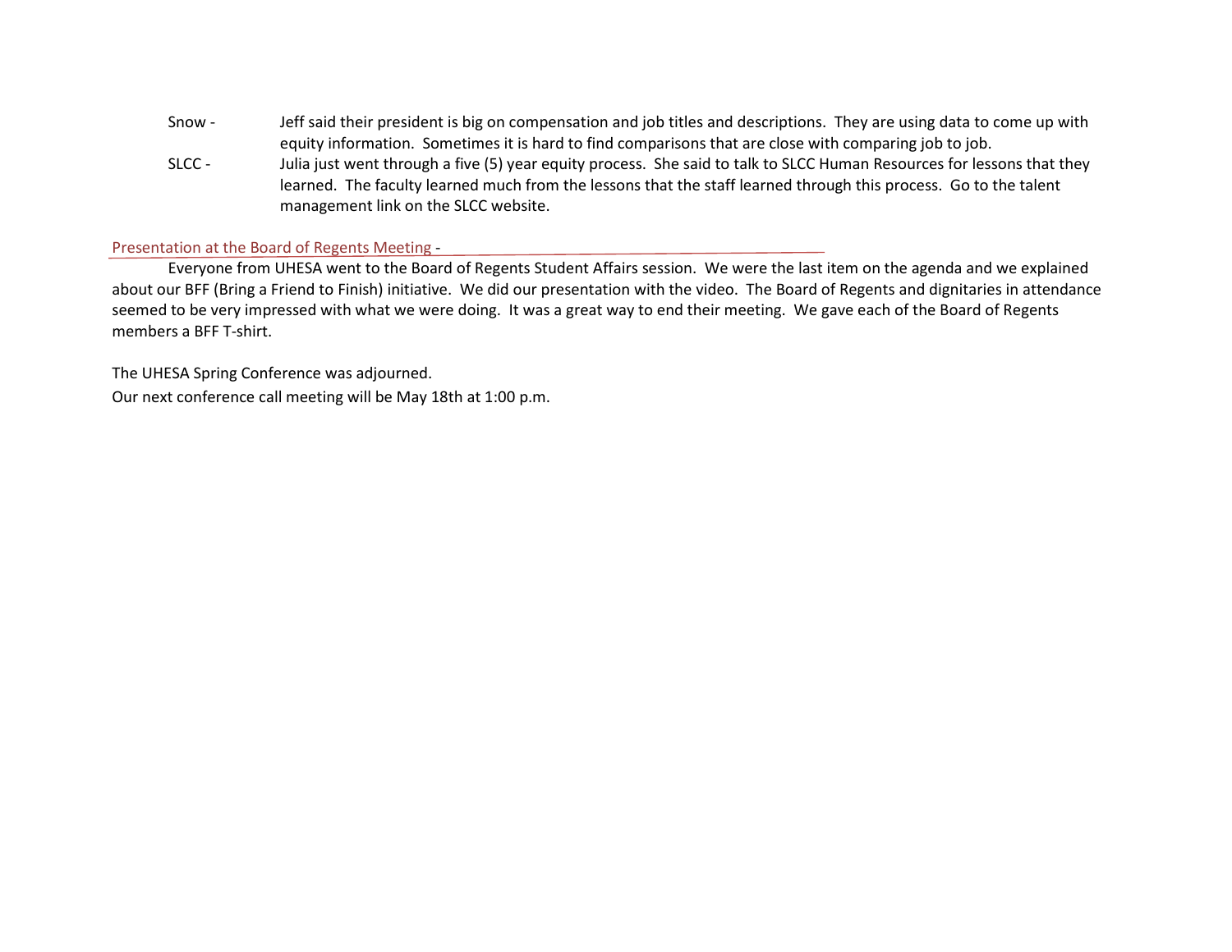Snow - Jeff said their president is big on compensation and job titles and descriptions. They are using data to come up with equity information. Sometimes it is hard to find comparisons that are close with comparing job to job.

SLCC - Julia just went through a five (5) year equity process. She said to talk to SLCC Human Resources for lessons that they learned. The faculty learned much from the lessons that the staff learned through this process. Go to the talent management link on the SLCC website.

## Presentation at the Board of Regents Meeting -

Everyone from UHESA went to the Board of Regents Student Affairs session. We were the last item on the agenda and we explained about our BFF (Bring a Friend to Finish) initiative. We did our presentation with the video. The Board of Regents and dignitaries in attendance seemed to be very impressed with what we were doing. It was a great way to end their meeting. We gave each of the Board of Regents members a BFF T-shirt.

The UHESA Spring Conference was adjourned.

Our next conference call meeting will be May 18th at 1:00 p.m.